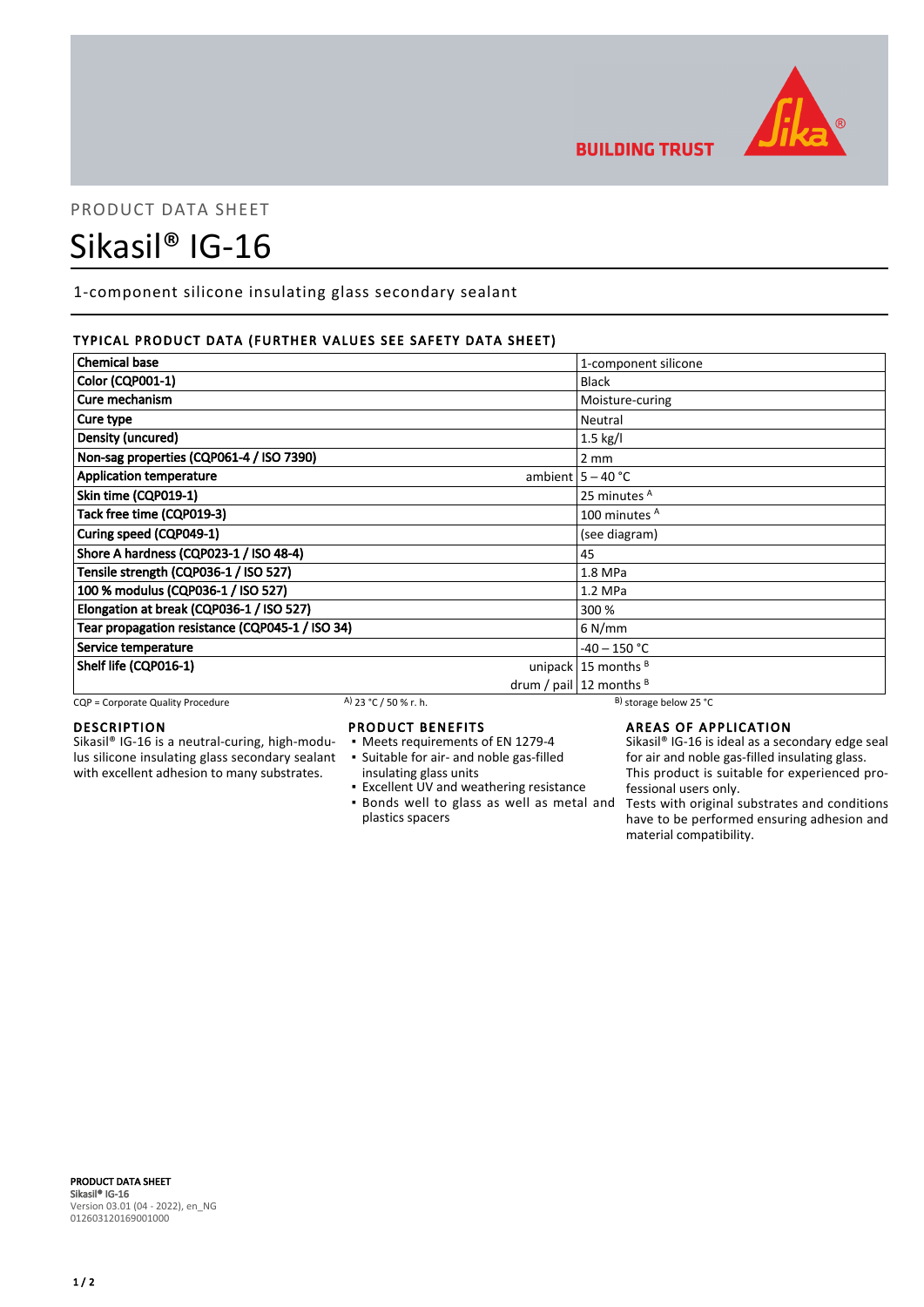PRODUCT DATA SHEET

# Sikasil® IG-16

1-component silicone insulating glass secondary sealant

## TYPICAL PRODUCT DATA (FURTHER VALUES SEE SAFETY DATA SHEET)

| Property | | Value |
|---|---|---|
| Chemical base | | 1-component silicone |
| Color (CQP001-1) | | Black |
| Cure mechanism | | Moisture-curing |
| Cure type | | Neutral |
| Density (uncured) | | 1.5 kg/l |
| Non-sag properties (CQP061-4 / ISO 7390) | | 2 mm |
| Application temperature | ambient | 5 – 40 °C |
| Skin time (CQP019-1) | | 25 minutes [A] |
| Tack free time (CQP019-3) | | 100 minutes [A] |
| Curing speed (CQP049-1) | | (see diagram) |
| Shore A hardness (CQP023-1 / ISO 48-4) | | 45 |
| Tensile strength (CQP036-1 / ISO 527) | | 1.8 MPa |
| 100 % modulus (CQP036-1 / ISO 527) | | 1.2 MPa |
| Elongation at break (CQP036-1 / ISO 527) | | 300 % |
| Tear propagation resistance (CQP045-1 / ISO 34) | | 6 N/mm |
| Service temperature | | -40 – 150 °C |
| Shelf life (CQP016-1) | unipack | 15 months [B] |
| | drum / pail | 12 months [B] |

CQP = Corporate Quality Procedure  [A] 23 °C / 50 % r. h.  [B] storage below 25 °C

## DESCRIPTION

Sikasil® IG-16 is a neutral-curing, high-modulus silicone insulating glass secondary sealant with excellent adhesion to many substrates.

## PRODUCT BENEFITS

- Meets requirements of EN 1279-4
- Suitable for air- and noble gas-filled insulating glass units
- Excellent UV and weathering resistance
- Bonds well to glass as well as metal and plastics spacers

## AREAS OF APPLICATION

Sikasil® IG-16 is ideal as a secondary edge seal for air and noble gas-filled insulating glass.
This product is suitable for experienced professional users only.
Tests with original substrates and conditions have to be performed ensuring adhesion and material compatibility.

**PRODUCT DATA SHEET**
**Sikasil® IG-16**
Version 03.01 (04 - 2022), en_NG
012603120169001000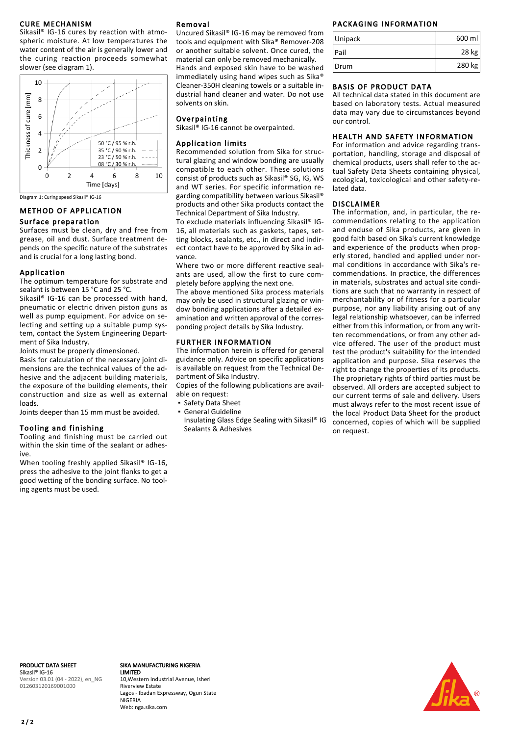## CURE MECHANISM

Sikasil® IG-16 cures by reaction with atmospheric moisture. At low temperatures the water content of the air is generally lower and the curing reaction proceeds somewhat slower (see diagram 1).

Thickness of cure [mm]

10
8
6
4
2
0

0 2 4 6 8 10

Time [days]

50 °C / 95 % r.h.
35 °C / 90 % r.h.
23 °C / 50 % r.h.
08 °C / 30 % r.h.

Diagram 1: Curing speed Sikasil® IG-16

## METHOD OF APPLICATION

### Surface preparation

Surfaces must be clean, dry and free from grease, oil and dust. Surface treatment depends on the specific nature of the substrates and is crucial for a long lasting bond.

### Application

The optimum temperature for substrate and sealant is between 15 °C and 25 °C.

Sikasil® IG-16 can be processed with hand, pneumatic or electric driven piston guns as well as pump equipment. For advice on selecting and setting up a suitable pump system, contact the System Engineering Department of Sika Industry.

Joints must be properly dimensioned.

Basis for calculation of the necessary joint dimensions are the technical values of the adhesive and the adjacent building materials, the exposure of the building elements, their construction and size as well as external loads.

Joints deeper than 15 mm must be avoided.

### Tooling and finishing

Tooling and finishing must be carried out within the skin time of the sealant or adhesive.

When tooling freshly applied Sikasil® IG-16, press the adhesive to the joint flanks to get a good wetting of the bonding surface. No tooling agents must be used.

### Removal

Uncured Sikasil® IG-16 may be removed from tools and equipment with Sika® Remover-208 or another suitable solvent. Once cured, the material can only be removed mechanically.

Hands and exposed skin have to be washed immediately using hand wipes such as Sika® Cleaner-350H cleaning towels or a suitable industrial hand cleaner and water. Do not use solvents on skin.

### Overpainting

Sikasil® IG-16 cannot be overpainted.

### Application limits

Recommended solution from Sika for structural glazing and window bonding are usually compatible to each other. These solutions consist of products such as Sikasil® SG, IG, WS and WT series. For specific information regarding compatibility between various Sikasil® products and other Sika products contact the Technical Department of Sika Industry.

To exclude materials influencing Sikasil® IG-16, all materials such as gaskets, tapes, setting blocks, sealants, etc., in direct and indirect contact have to be approved by Sika in advance.

Where two or more different reactive sealants are used, allow the first to cure completely before applying the next one.

The above mentioned Sika process materials may only be used in structural glazing or window bonding applications after a detailed examination and written approval of the corresponding project details by Sika Industry.

## FURTHER INFORMATION

The information herein is offered for general guidance only. Advice on specific applications is available on request from the Technical Department of Sika Industry.

Copies of the following publications are available on request:

- Safety Data Sheet
- General Guideline
  Insulating Glass Edge Sealing with Sikasil® IG Sealants & Adhesives

## PACKAGING INFORMATION

| | |
|---|---|
| Unipack | 600 ml |
| Pail | 28 kg |
| Drum | 280 kg |

## BASIS OF PRODUCT DATA

All technical data stated in this document are based on laboratory tests. Actual measured data may vary due to circumstances beyond our control.

## HEALTH AND SAFETY INFORMATION

For information and advice regarding transportation, handling, storage and disposal of chemical products, users shall refer to the actual Safety Data Sheets containing physical, ecological, toxicological and other safety-related data.

## DISCLAIMER

The information, and, in particular, the recommendations relating to the application and enduse of Sika products, are given in good faith based on Sika's current knowledge and experience of the products when properly stored, handled and applied under normal conditions in accordance with Sika's recommendations. In practice, the differences in materials, substrates and actual site conditions are such that no warranty in respect of merchantability or of fitness for a particular purpose, nor any liability arising out of any legal relationship whatsoever, can be inferred either from this information, or from any written recommendations, or from any other advice offered. The user of the product must test the product's suitability for the intended application and purpose. Sika reserves the right to change the properties of its products. The proprietary rights of third parties must be observed. All orders are accepted subject to our current terms of sale and delivery. Users must always refer to the most recent issue of the local Product Data Sheet for the product concerned, copies of which will be supplied on request.

**PRODUCT DATA SHEET**
**Sikasil® IG-16**
Version 03.01 (04 - 2022), en_NG
012603120169001000

**SIKA MANUFACTURING NIGERIA LIMITED**
10,Western Industrial Avenue, Isheri
Riverview Estate
Lagos - Ibadan Expressway, Ogun State
NIGERIA
Web: nga.sika.com